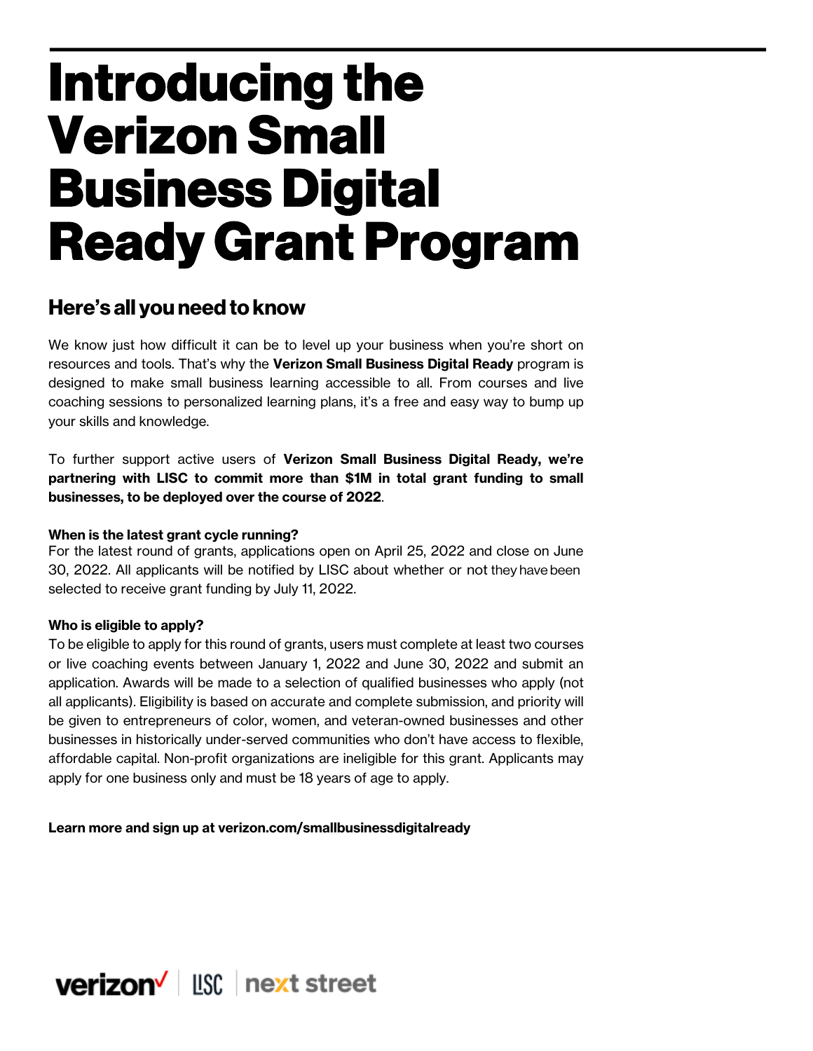# Introducing the Verizon Small Business Digital Ready Grant Program

## Here's all you need to know

We know just how difficult it can be to level up your business when you're short on resources and tools. That's why the **Verizon Small Business Digital Ready** program is designed to make small business learning accessible to all. From courses and live coaching sessions to personalized learning plans, it's a free and easy way to bump up your skills and knowledge.

To further support active users of **Verizon Small Business Digital Ready, we're partnering with LISC to commit more than $1M in total grant funding to small businesses, to be deployed over the course of 2022**.

**When is the latest grant cycle running?**
For the latest round of grants, applications open on April 25, 2022 and close on June 30, 2022. All applicants will be notified by LISC about whether or not they have been selected to receive grant funding by July 11, 2022.

**Who is eligible to apply?**
To be eligible to apply for this round of grants, users must complete at least two courses or live coaching events between January 1, 2022 and June 30, 2022 and submit an application. Awards will be made to a selection of qualified businesses who apply (not all applicants). Eligibility is based on accurate and complete submission, and priority will be given to entrepreneurs of color, women, and veteran-owned businesses and other businesses in historically under-served communities who don't have access to flexible, affordable capital. Non-profit organizations are ineligible for this grant. Applicants may apply for one business only and must be 18 years of age to apply.

**Learn more and sign up at verizon.com/smallbusinessdigitalready**

verizon | LISC | next street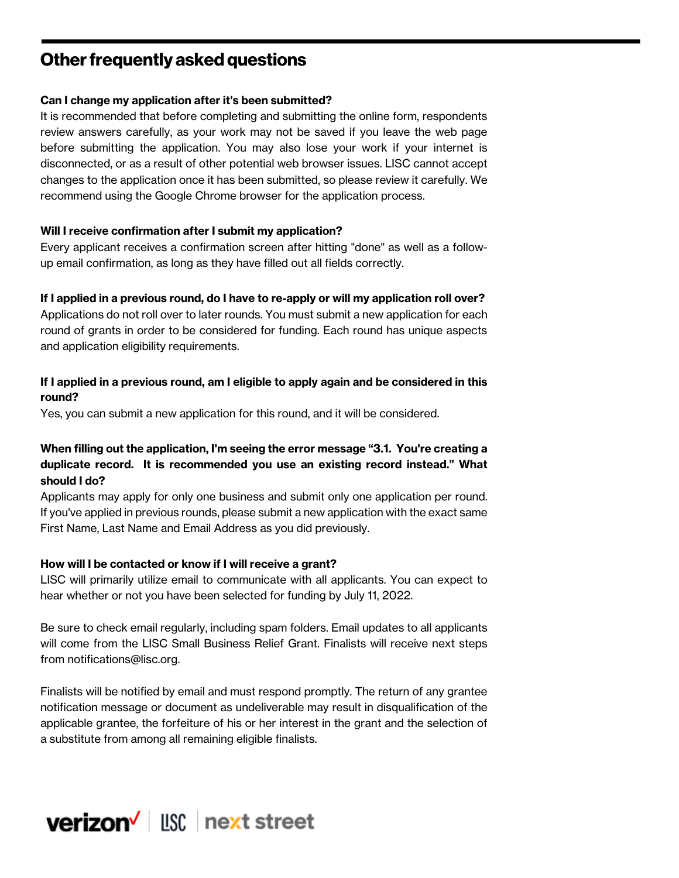## Other frequently asked questions

**Can I change my application after it's been submitted?**

It is recommended that before completing and submitting the online form, respondents review answers carefully, as your work may not be saved if you leave the web page before submitting the application. You may also lose your work if your internet is disconnected, or as a result of other potential web browser issues. LISC cannot accept changes to the application once it has been submitted, so please review it carefully. We recommend using the Google Chrome browser for the application process.

**Will I receive confirmation after I submit my application?**

Every applicant receives a confirmation screen after hitting "done" as well as a follow-up email confirmation, as long as they have filled out all fields correctly.

**If I applied in a previous round, do I have to re-apply or will my application roll over?**

Applications do not roll over to later rounds. You must submit a new application for each round of grants in order to be considered for funding. Each round has unique aspects and application eligibility requirements.

**If I applied in a previous round, am I eligible to apply again and be considered in this round?**

Yes, you can submit a new application for this round, and it will be considered.

**When filling out the application, I'm seeing the error message "3.1. You're creating a duplicate record. It is recommended you use an existing record instead." What should I do?**

Applicants may apply for only one business and submit only one application per round. If you've applied in previous rounds, please submit a new application with the exact same First Name, Last Name and Email Address as you did previously.

**How will I be contacted or know if I will receive a grant?**

LISC will primarily utilize email to communicate with all applicants. You can expect to hear whether or not you have been selected for funding by July 11, 2022.

Be sure to check email regularly, including spam folders. Email updates to all applicants will come from the LISC Small Business Relief Grant. Finalists will receive next steps from notifications@lisc.org.

Finalists will be notified by email and must respond promptly. The return of any grantee notification message or document as undeliverable may result in disqualification of the applicable grantee, the forfeiture of his or her interest in the grant and the selection of a substitute from among all remaining eligible finalists.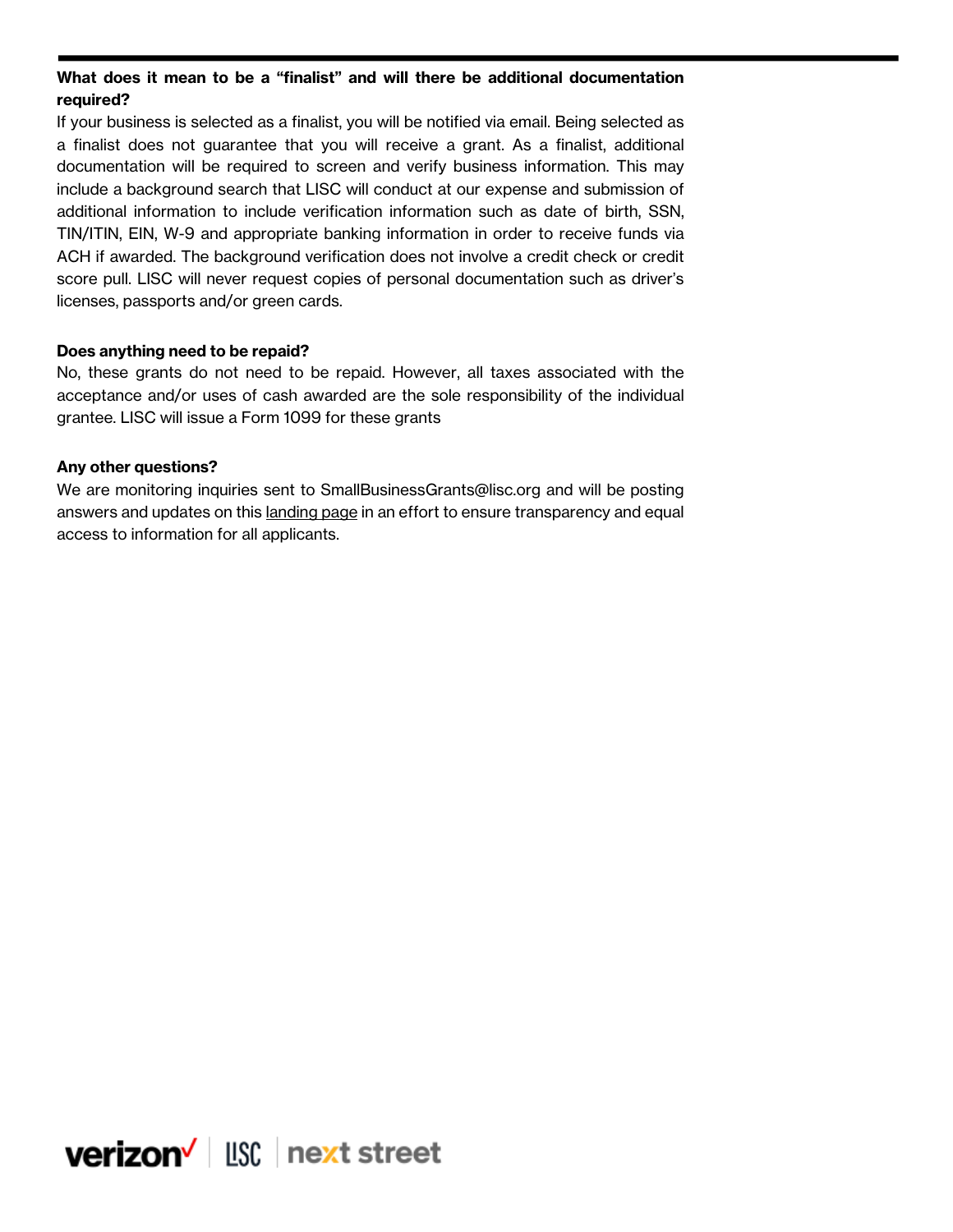**What does it mean to be a "finalist" and will there be additional documentation required?**

If your business is selected as a finalist, you will be notified via email. Being selected as a finalist does not guarantee that you will receive a grant. As a finalist, additional documentation will be required to screen and verify business information. This may include a background search that LISC will conduct at our expense and submission of additional information to include verification information such as date of birth, SSN, TIN/ITIN, EIN, W-9 and appropriate banking information in order to receive funds via ACH if awarded. The background verification does not involve a credit check or credit score pull. LISC will never request copies of personal documentation such as driver's licenses, passports and/or green cards.

**Does anything need to be repaid?**

No, these grants do not need to be repaid. However, all taxes associated with the acceptance and/or uses of cash awarded are the sole responsibility of the individual grantee. LISC will issue a Form 1099 for these grants

**Any other questions?**

We are monitoring inquiries sent to SmallBusinessGrants@lisc.org and will be posting answers and updates on this landing page in an effort to ensure transparency and equal access to information for all applicants.